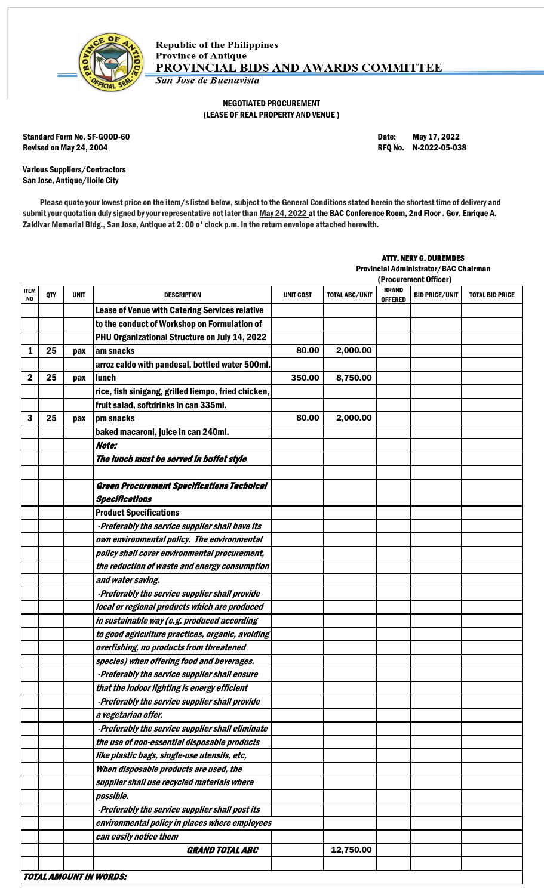Republic of the Philippines
Province of Antique
**PROVINCIAL BIDS AND AWARDS COMMITTEE**
*San Jose de Buenavista*

**NEGOTIATED PROCUREMENT**
**(LEASE OF REAL PROPERTY AND VENUE )**

Standard Form No. SF-GOOD-60
Revised on May 24, 2004

Date: May 17, 2022
RFQ No. N-2022-05-038

Various Suppliers/Contractors
San Jose, Antique/Iloilo City

Please quote your lowest price on the item/s listed below, subject to the General Conditions stated herein the shortest time of delivery and submit your quotation duly signed by your representative not later than May 24, 2022 at the BAC Conference Room, 2nd Floor . Gov. Enrique A. Zaldivar Memorial Bldg., San Jose, Antique at 2: 00 o' clock p.m. in the return envelope attached herewith.

**ATTY. NERY G. DUREMDES**
Provincial Administrator/BAC Chairman
(Procurement Officer)

| ITEM NO | QTY | UNIT | DESCRIPTION | UNIT COST | TOTAL ABC/UNIT | BRAND OFFERED | BID PRICE/UNIT | TOTAL BID PRICE |
|---|---|---|---|---|---|---|---|---|
| | | | **Lease of Venue with Catering Services relative to the conduct of Workshop on Formulation of PHU Organizational Structure on July 14, 2022** | | | | | |
| 1 | 25 | pax | am snacks | 80.00 | 2,000.00 | | | |
| | | | arroz caldo with pandesal, bottled water 500ml. | | | | | |
| 2 | 25 | pax | lunch | 350.00 | 8,750.00 | | | |
| | | | rice, fish sinigang, grilled liempo, fried chicken, fruit salad, softdrinks in can 335ml. | | | | | |
| 3 | 25 | pax | pm snacks | 80.00 | 2,000.00 | | | |
| | | | baked macaroni, juice in can 240ml. | | | | | |
| | | | ***Note:*** | | | | | |
| | | | ***The lunch must be served in buffet style*** | | | | | |
| | | | | | | | | |
| | | | ***Green Procurement Specifications Technical Specifications*** | | | | | |
| | | | **Product Specifications** | | | | | |
| | | | *-Preferably the service supplier shall have its own environmental policy. The environmental policy shall cover environmental procurement, the reduction of waste and energy consumption and water saving.* | | | | | |
| | | | *-Preferably the service supplier shall provide local or regional products which are produced in sustainable way (e.g. produced according to good agriculture practices, organic, avoiding overfishing, no products from threatened species) when offering food and beverages.* | | | | | |
| | | | *-Preferably the service supplier shall ensure that the indoor lighting is energy efficient* | | | | | |
| | | | *-Preferably the service supplier shall provide a vegetarian offer.* | | | | | |
| | | | *-Preferably the service supplier shall eliminate the use of non-essential disposable products like plastic bags, single-use utensils, etc, When disposable products are used, the supplier shall use recycled materials where possible.* | | | | | |
| | | | *-Preferably the service supplier shall post its environmental policy in places where employees can easily notice them* | | | | | |
| | | | ***GRAND TOTAL ABC*** | | 12,750.00 | | | |

***TOTAL AMOUNT IN WORDS:***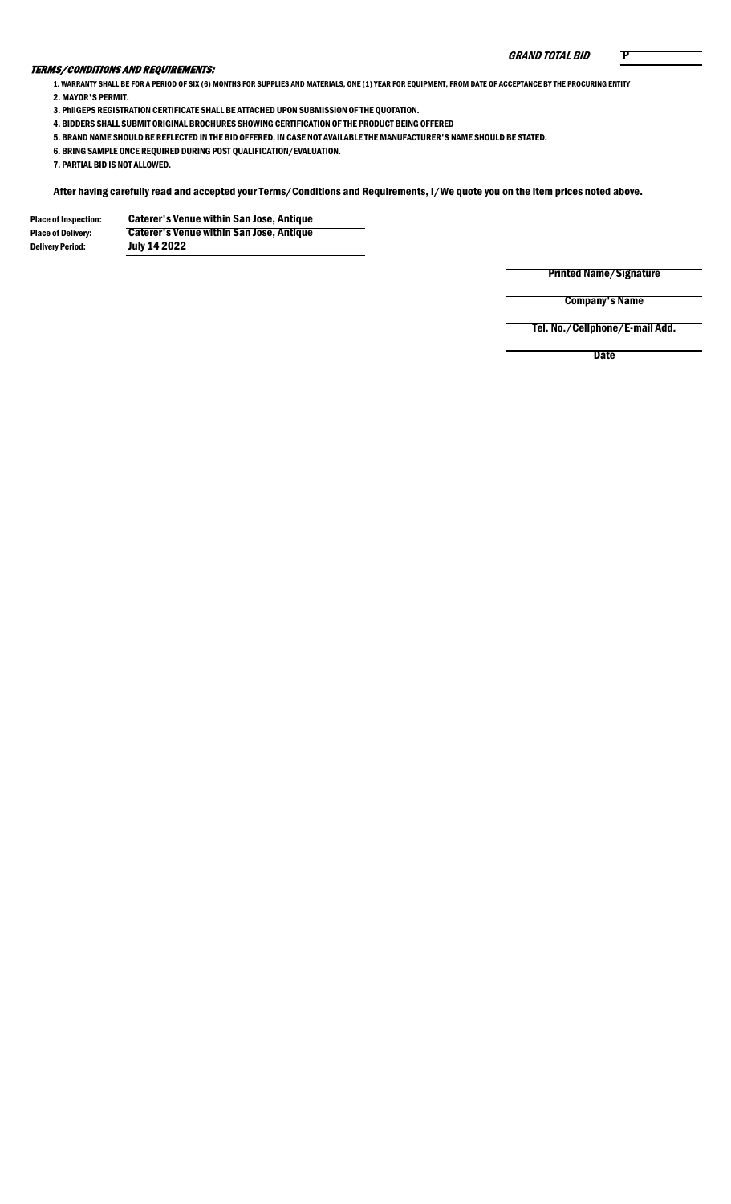***GRAND TOTAL BID*** **P** ____________

***TERMS/CONDITIONS AND REQUIREMENTS:***

1. WARRANTY SHALL BE FOR A PERIOD OF SIX (6) MONTHS FOR SUPPLIES AND MATERIALS, ONE (1) YEAR FOR EQUIPMENT, FROM DATE OF ACCEPTANCE BY THE PROCURING ENTITY
2. MAYOR'S PERMIT.
3. PhilGEPS REGISTRATION CERTIFICATE SHALL BE ATTACHED UPON SUBMISSION OF THE QUOTATION.
4. BIDDERS SHALL SUBMIT ORIGINAL BROCHURES SHOWING CERTIFICATION OF THE PRODUCT BEING OFFERED
5. BRAND NAME SHOULD BE REFLECTED IN THE BID OFFERED, IN CASE NOT AVAILABLE THE MANUFACTURER'S NAME SHOULD BE STATED.
6. BRING SAMPLE ONCE REQUIRED DURING POST QUALIFICATION/EVALUATION.
7. PARTIAL BID IS NOT ALLOWED.

**After having carefully read and accepted your Terms/Conditions and Requirements, I/We quote you on the item prices noted above.**

**Place of Inspection:** Caterer's Venue within San Jose, Antique

**Place of Delivery:** Caterer's Venue within San Jose, Antique

**Delivery Period:** July 14 2022

____________________
**Printed Name/Signature**

____________________
**Company's Name**

____________________
**Tel. No./Cellphone/E-mail Add.**

____________________
**Date**